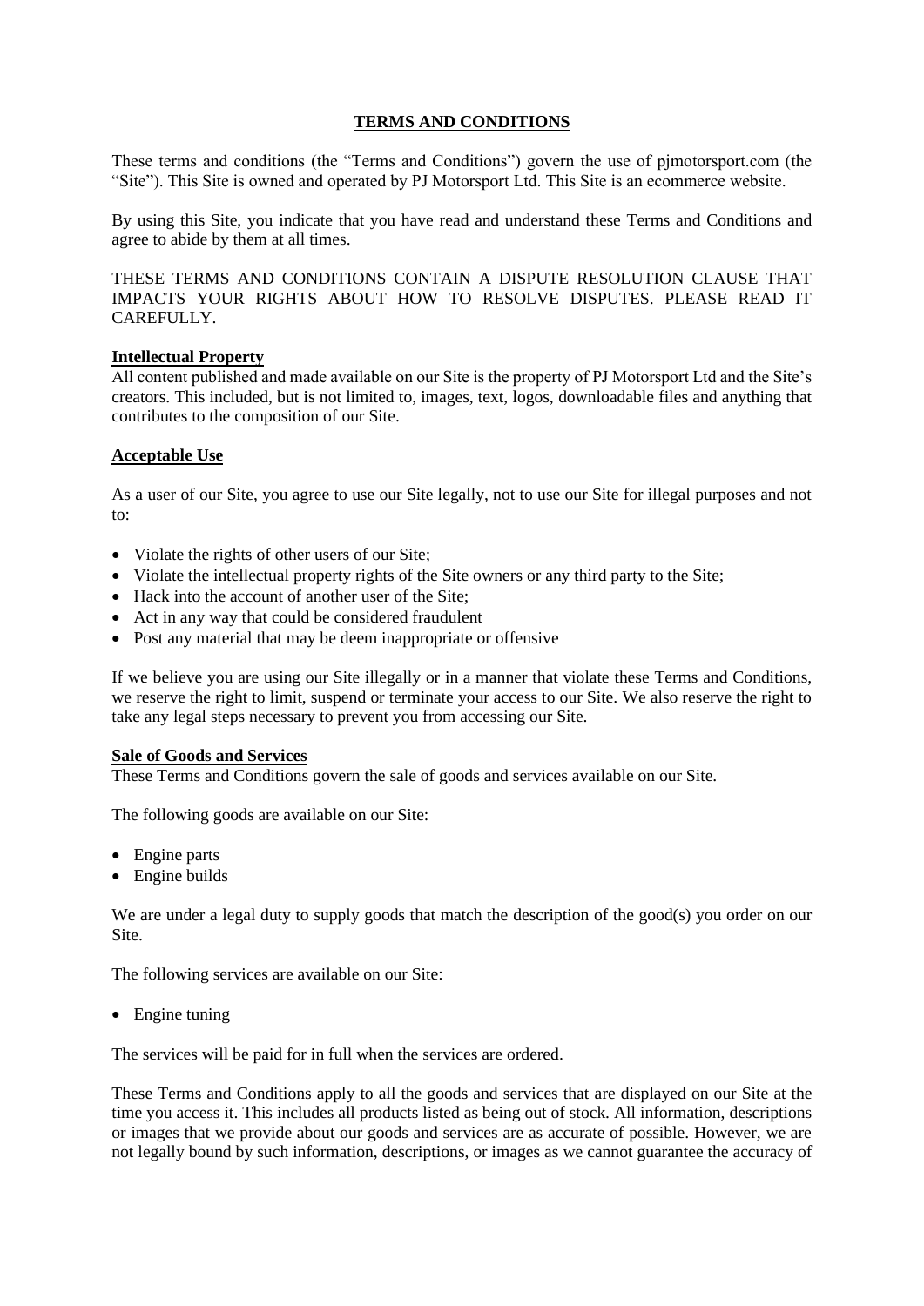# TERMS AND CONDITIONS

These terms and conditions (the "Terms and Conditions") govern the use of pjmotorsport.com (the "Site"). This Site is owned and operated by PJ Motorsport Ltd. This Site is an ecommerce website.

By using this Site, you indicate that you have read and understand these Terms and Conditions and agree to abide by them at all times.

THESE TERMS AND CONDITIONS CONTAIN A DISPUTE RESOLUTION CLAUSE THAT IMPACTS YOUR RIGHTS ABOUT HOW TO RESOLVE DISPUTES. PLEASE READ IT CAREFULLY.

## Intellectual Property

All content published and made available on our Site is the property of PJ Motorsport Ltd and the Site's creators. This included, but is not limited to, images, text, logos, downloadable files and anything that contributes to the composition of our Site.

## Acceptable Use

As a user of our Site, you agree to use our Site legally, not to use our Site for illegal purposes and not to:

- Violate the rights of other users of our Site;
- Violate the intellectual property rights of the Site owners or any third party to the Site;
- Hack into the account of another user of the Site;
- Act in any way that could be considered fraudulent
- Post any material that may be deem inappropriate or offensive

If we believe you are using our Site illegally or in a manner that violate these Terms and Conditions, we reserve the right to limit, suspend or terminate your access to our Site. We also reserve the right to take any legal steps necessary to prevent you from accessing our Site.

## Sale of Goods and Services

These Terms and Conditions govern the sale of goods and services available on our Site.

The following goods are available on our Site:

- Engine parts
- Engine builds

We are under a legal duty to supply goods that match the description of the good(s) you order on our Site.

The following services are available on our Site:

- Engine tuning

The services will be paid for in full when the services are ordered.

These Terms and Conditions apply to all the goods and services that are displayed on our Site at the time you access it. This includes all products listed as being out of stock. All information, descriptions or images that we provide about our goods and services are as accurate of possible. However, we are not legally bound by such information, descriptions, or images as we cannot guarantee the accuracy of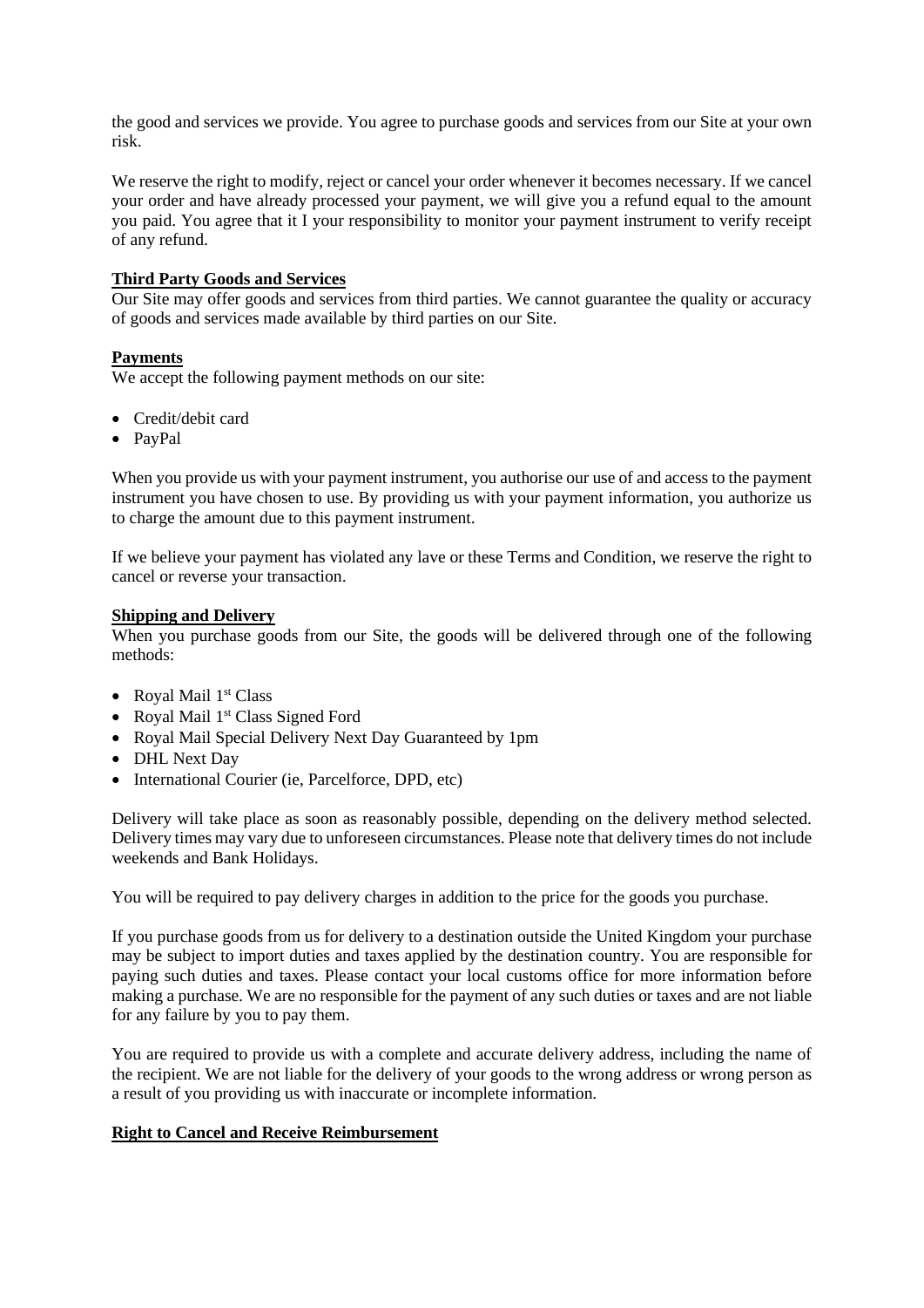the good and services we provide. You agree to purchase goods and services from our Site at your own risk.

We reserve the right to modify, reject or cancel your order whenever it becomes necessary. If we cancel your order and have already processed your payment, we will give you a refund equal to the amount you paid. You agree that it I your responsibility to monitor your payment instrument to verify receipt of any refund.

**Third Party Goods and Services**

Our Site may offer goods and services from third parties. We cannot guarantee the quality or accuracy of goods and services made available by third parties on our Site.

**Payments**

We accept the following payment methods on our site:

- Credit/debit card
- PayPal

When you provide us with your payment instrument, you authorise our use of and access to the payment instrument you have chosen to use. By providing us with your payment information, you authorize us to charge the amount due to this payment instrument.

If we believe your payment has violated any lave or these Terms and Condition, we reserve the right to cancel or reverse your transaction.

**Shipping and Delivery**

When you purchase goods from our Site, the goods will be delivered through one of the following methods:

- Royal Mail 1st Class
- Royal Mail 1st Class Signed Ford
- Royal Mail Special Delivery Next Day Guaranteed by 1pm
- DHL Next Day
- International Courier (ie, Parcelforce, DPD, etc)

Delivery will take place as soon as reasonably possible, depending on the delivery method selected. Delivery times may vary due to unforeseen circumstances. Please note that delivery times do not include weekends and Bank Holidays.

You will be required to pay delivery charges in addition to the price for the goods you purchase.

If you purchase goods from us for delivery to a destination outside the United Kingdom your purchase may be subject to import duties and taxes applied by the destination country. You are responsible for paying such duties and taxes. Please contact your local customs office for more information before making a purchase. We are no responsible for the payment of any such duties or taxes and are not liable for any failure by you to pay them.

You are required to provide us with a complete and accurate delivery address, including the name of the recipient. We are not liable for the delivery of your goods to the wrong address or wrong person as a result of you providing us with inaccurate or incomplete information.

**Right to Cancel and Receive Reimbursement**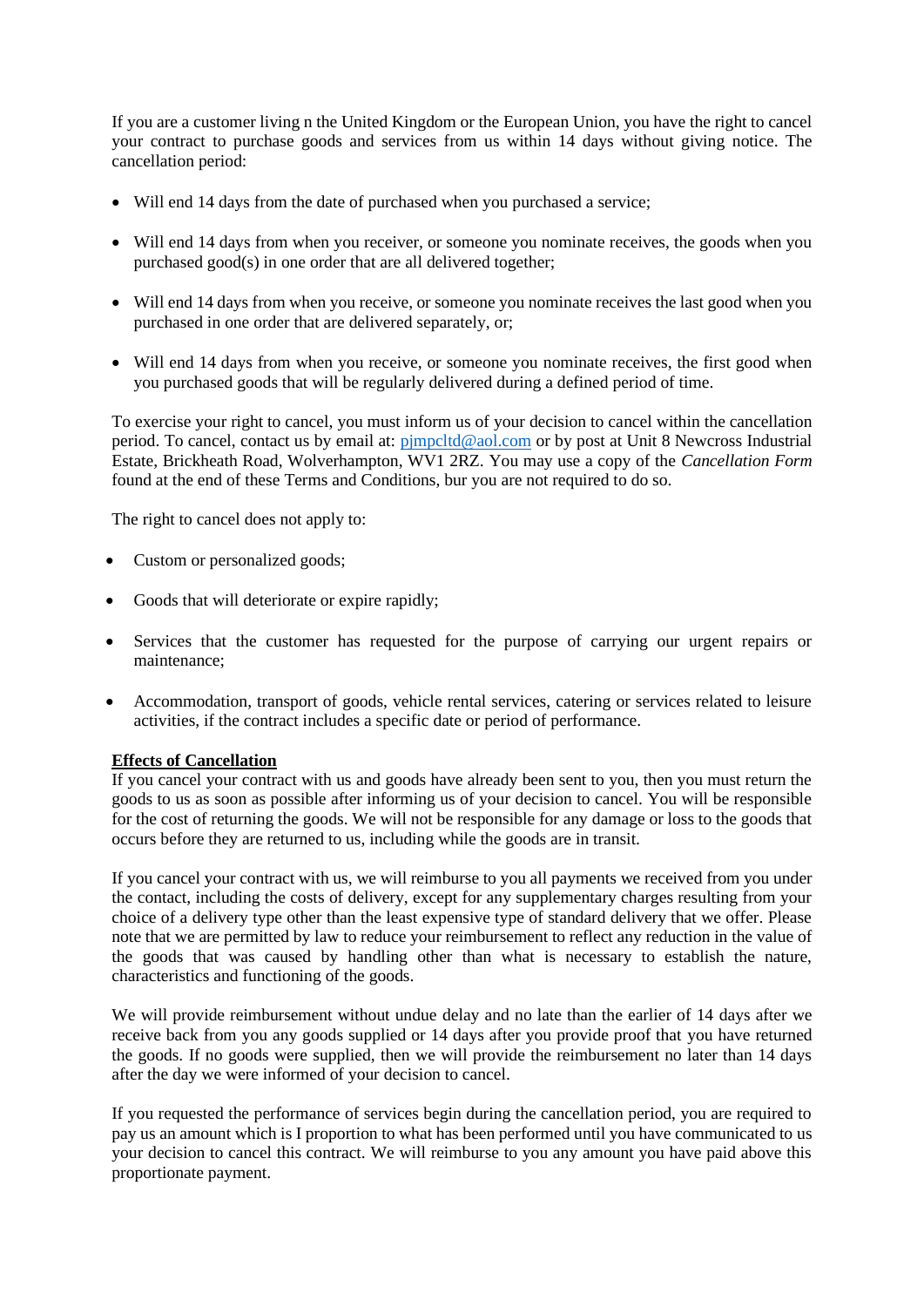If you are a customer living n the United Kingdom or the European Union, you have the right to cancel your contract to purchase goods and services from us within 14 days without giving notice. The cancellation period:

- Will end 14 days from the date of purchased when you purchased a service;
- Will end 14 days from when you receiver, or someone you nominate receives, the goods when you purchased good(s) in one order that are all delivered together;
- Will end 14 days from when you receive, or someone you nominate receives the last good when you purchased in one order that are delivered separately, or;
- Will end 14 days from when you receive, or someone you nominate receives, the first good when you purchased goods that will be regularly delivered during a defined period of time.

To exercise your right to cancel, you must inform us of your decision to cancel within the cancellation period. To cancel, contact us by email at: [pjmpcltd@aol.com](mailto:pjmpcltd@aol.com) or by post at Unit 8 Newcross Industrial Estate, Brickheath Road, Wolverhampton, WV1 2RZ. You may use a copy of the *Cancellation Form* found at the end of these Terms and Conditions, bur you are not required to do so.

The right to cancel does not apply to:

- Custom or personalized goods;
- Goods that will deteriorate or expire rapidly;
- Services that the customer has requested for the purpose of carrying our urgent repairs or maintenance;
- Accommodation, transport of goods, vehicle rental services, catering or services related to leisure activities, if the contract includes a specific date or period of performance.

**Effects of Cancellation**

If you cancel your contract with us and goods have already been sent to you, then you must return the goods to us as soon as possible after informing us of your decision to cancel. You will be responsible for the cost of returning the goods. We will not be responsible for any damage or loss to the goods that occurs before they are returned to us, including while the goods are in transit.

If you cancel your contract with us, we will reimburse to you all payments we received from you under the contact, including the costs of delivery, except for any supplementary charges resulting from your choice of a delivery type other than the least expensive type of standard delivery that we offer. Please note that we are permitted by law to reduce your reimbursement to reflect any reduction in the value of the goods that was caused by handling other than what is necessary to establish the nature, characteristics and functioning of the goods.

We will provide reimbursement without undue delay and no late than the earlier of 14 days after we receive back from you any goods supplied or 14 days after you provide proof that you have returned the goods. If no goods were supplied, then we will provide the reimbursement no later than 14 days after the day we were informed of your decision to cancel.

If you requested the performance of services begin during the cancellation period, you are required to pay us an amount which is I proportion to what has been performed until you have communicated to us your decision to cancel this contract. We will reimburse to you any amount you have paid above this proportionate payment.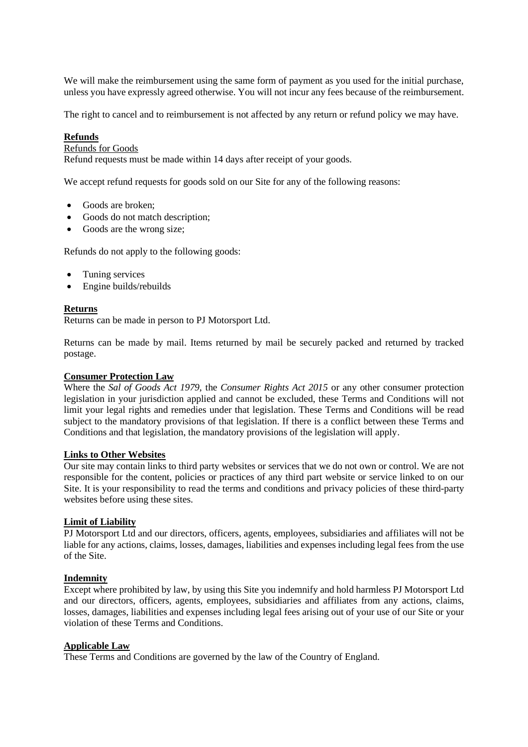We will make the reimbursement using the same form of payment as you used for the initial purchase, unless you have expressly agreed otherwise. You will not incur any fees because of the reimbursement.

The right to cancel and to reimbursement is not affected by any return or refund policy we may have.

**Refunds**

Refunds for Goods

Refund requests must be made within 14 days after receipt of your goods.

We accept refund requests for goods sold on our Site for any of the following reasons:

- Goods are broken;
- Goods do not match description;
- Goods are the wrong size;

Refunds do not apply to the following goods:

- Tuning services
- Engine builds/rebuilds

**Returns**

Returns can be made in person to PJ Motorsport Ltd.

Returns can be made by mail. Items returned by mail be securely packed and returned by tracked postage.

**Consumer Protection Law**

Where the *Sal of Goods Act 1979*, the *Consumer Rights Act 2015* or any other consumer protection legislation in your jurisdiction applied and cannot be excluded, these Terms and Conditions will not limit your legal rights and remedies under that legislation. These Terms and Conditions will be read subject to the mandatory provisions of that legislation. If there is a conflict between these Terms and Conditions and that legislation, the mandatory provisions of the legislation will apply.

**Links to Other Websites**

Our site may contain links to third party websites or services that we do not own or control. We are not responsible for the content, policies or practices of any third part website or service linked to on our Site. It is your responsibility to read the terms and conditions and privacy policies of these third-party websites before using these sites.

**Limit of Liability**

PJ Motorsport Ltd and our directors, officers, agents, employees, subsidiaries and affiliates will not be liable for any actions, claims, losses, damages, liabilities and expenses including legal fees from the use of the Site.

**Indemnity**

Except where prohibited by law, by using this Site you indemnify and hold harmless PJ Motorsport Ltd and our directors, officers, agents, employees, subsidiaries and affiliates from any actions, claims, losses, damages, liabilities and expenses including legal fees arising out of your use of our Site or your violation of these Terms and Conditions.

**Applicable Law**

These Terms and Conditions are governed by the law of the Country of England.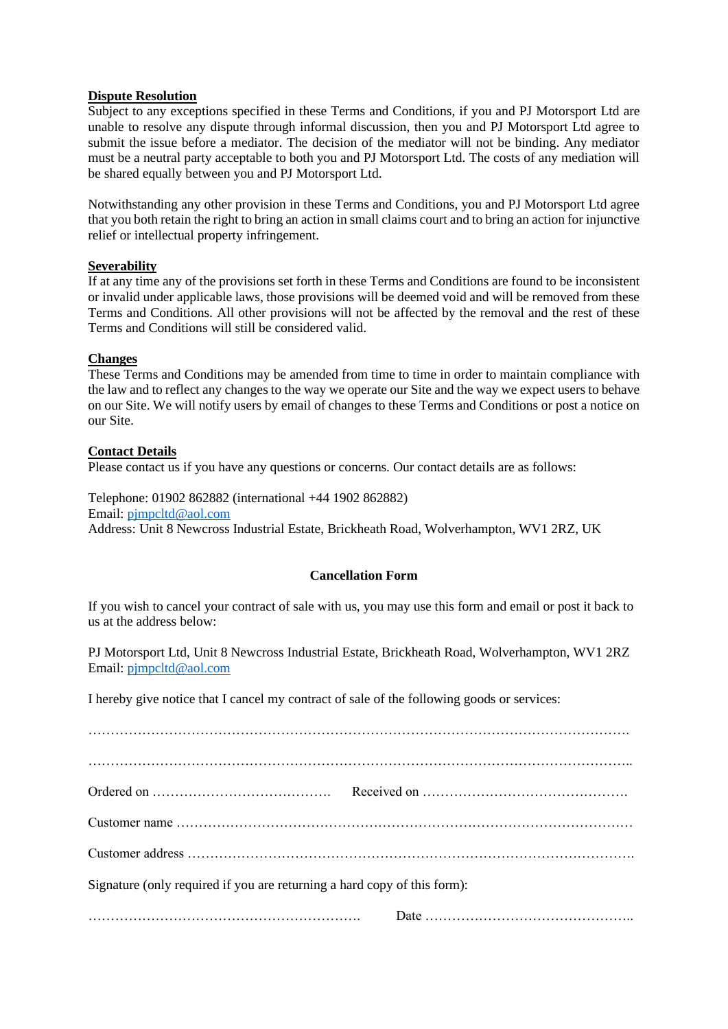**Dispute Resolution**

Subject to any exceptions specified in these Terms and Conditions, if you and PJ Motorsport Ltd are unable to resolve any dispute through informal discussion, then you and PJ Motorsport Ltd agree to submit the issue before a mediator. The decision of the mediator will not be binding. Any mediator must be a neutral party acceptable to both you and PJ Motorsport Ltd. The costs of any mediation will be shared equally between you and PJ Motorsport Ltd.

Notwithstanding any other provision in these Terms and Conditions, you and PJ Motorsport Ltd agree that you both retain the right to bring an action in small claims court and to bring an action for injunctive relief or intellectual property infringement.

**Severability**

If at any time any of the provisions set forth in these Terms and Conditions are found to be inconsistent or invalid under applicable laws, those provisions will be deemed void and will be removed from these Terms and Conditions. All other provisions will not be affected by the removal and the rest of these Terms and Conditions will still be considered valid.

**Changes**

These Terms and Conditions may be amended from time to time in order to maintain compliance with the law and to reflect any changes to the way we operate our Site and the way we expect users to behave on our Site. We will notify users by email of changes to these Terms and Conditions or post a notice on our Site.

**Contact Details**

Please contact us if you have any questions or concerns. Our contact details are as follows:

Telephone: 01902 862882 (international +44 1902 862882)
Email: pjmpcltd@aol.com
Address: Unit 8 Newcross Industrial Estate, Brickheath Road, Wolverhampton, WV1 2RZ, UK

**Cancellation Form**

If you wish to cancel your contract of sale with us, you may use this form and email or post it back to us at the address below:

PJ Motorsport Ltd, Unit 8 Newcross Industrial Estate, Brickheath Road, Wolverhampton, WV1 2RZ
Email: pjmpcltd@aol.com

I hereby give notice that I cancel my contract of sale of the following goods or services:

…………………………………………………………………………………………………………

…………………………………………………………………………………………………………..

Ordered on …………………………………. Received on ……………………………………….

Customer name …………………………………………………………………………………………

Customer address ………………………………………………………………………………………

Signature (only required if you are returning a hard copy of this form):

……………………………………………………. Date ………………………………………..